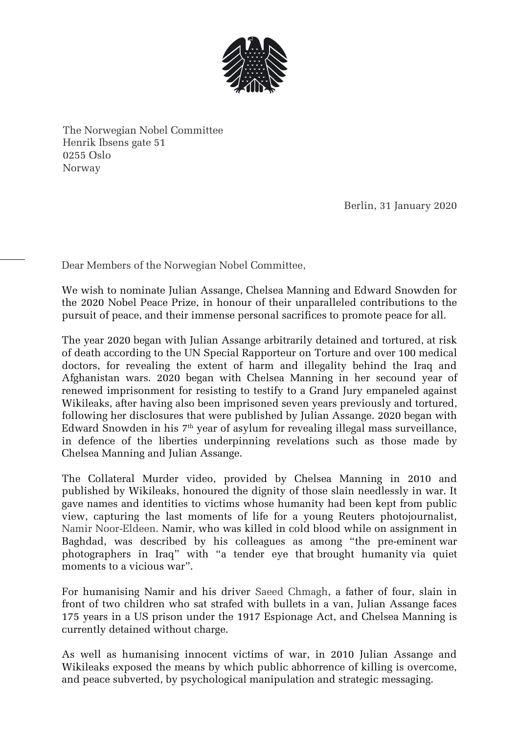The Norwegian Nobel Committee
Henrik Ibsens gate 51
0255 Oslo
Norway

Berlin, 31 January 2020

Dear Members of the Norwegian Nobel Committee,

We wish to nominate Julian Assange, Chelsea Manning and Edward Snowden for the 2020 Nobel Peace Prize, in honour of their unparalleled contributions to the pursuit of peace, and their immense personal sacrifices to promote peace for all.

The year 2020 began with Julian Assange arbitrarily detained and tortured, at risk of death according to the UN Special Rapporteur on Torture and over 100 medical doctors, for revealing the extent of harm and illegality behind the Iraq and Afghanistan wars. 2020 began with Chelsea Manning in her secound year of renewed imprisonment for resisting to testify to a Grand Jury empaneled against Wikileaks, after having also been imprisoned seven years previously and tortured, following her disclosures that were published by Julian Assange. 2020 began with Edward Snowden in his 7th year of asylum for revealing illegal mass surveillance, in defence of the liberties underpinning revelations such as those made by Chelsea Manning and Julian Assange.

The Collateral Murder video, provided by Chelsea Manning in 2010 and published by Wikileaks, honoured the dignity of those slain needlessly in war. It gave names and identities to victims whose humanity had been kept from public view, capturing the last moments of life for a young Reuters photojournalist, Namir Noor-Eldeen. Namir, who was killed in cold blood while on assignment in Baghdad, was described by his colleagues as among "the pre-eminent war photographers in Iraq" with "a tender eye that brought humanity via quiet moments to a vicious war".

For humanising Namir and his driver Saeed Chmagh, a father of four, slain in front of two children who sat strafed with bullets in a van, Julian Assange faces 175 years in a US prison under the 1917 Espionage Act, and Chelsea Manning is currently detained without charge.

As well as humanising innocent victims of war, in 2010 Julian Assange and Wikileaks exposed the means by which public abhorrence of killing is overcome, and peace subverted, by psychological manipulation and strategic messaging.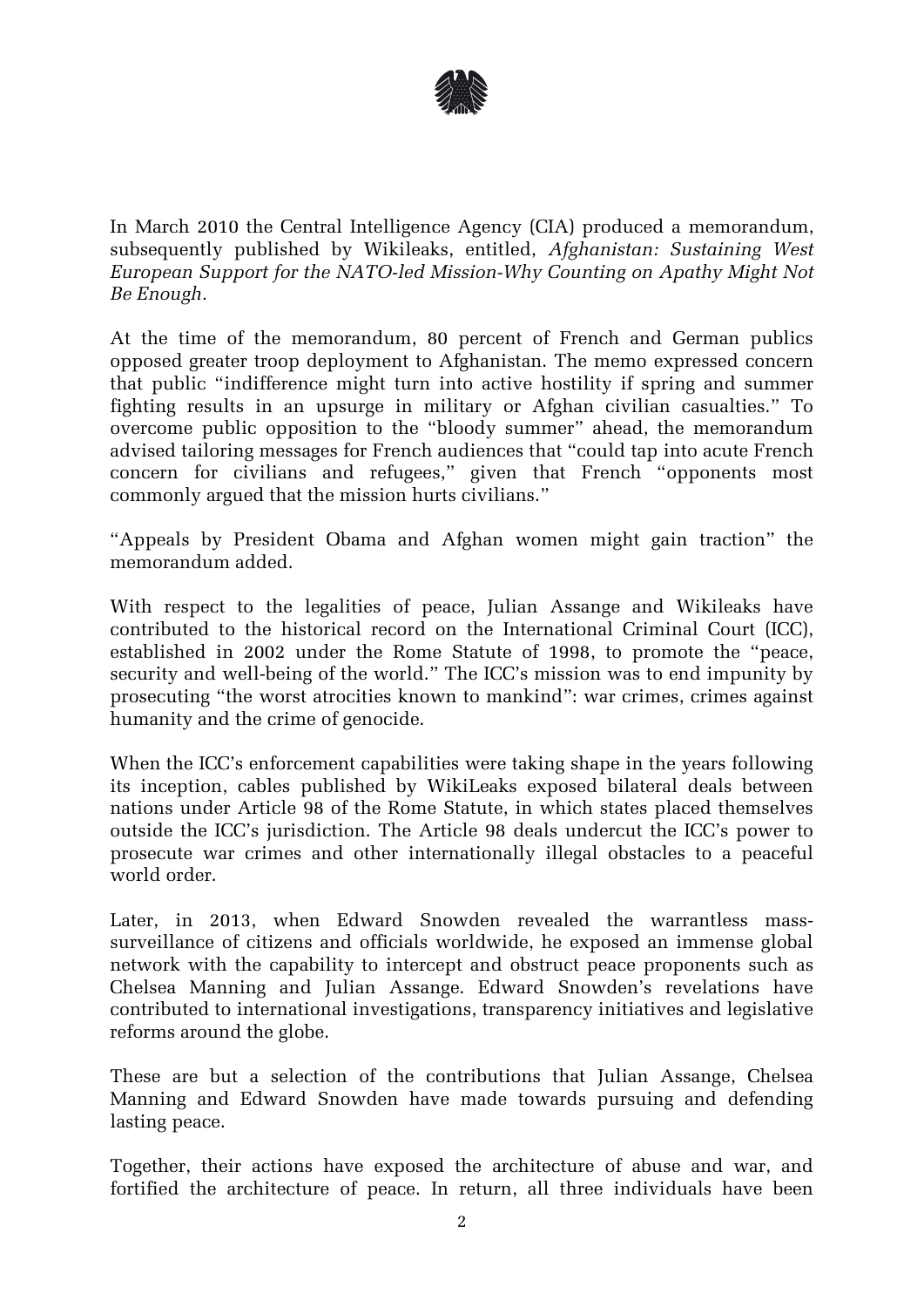In March 2010 the Central Intelligence Agency (CIA) produced a memorandum, subsequently published by Wikileaks, entitled, *Afghanistan: Sustaining West European Support for the NATO-led Mission-Why Counting on Apathy Might Not Be Enough*.

At the time of the memorandum, 80 percent of French and German publics opposed greater troop deployment to Afghanistan. The memo expressed concern that public "indifference might turn into active hostility if spring and summer fighting results in an upsurge in military or Afghan civilian casualties." To overcome public opposition to the "bloody summer" ahead, the memorandum advised tailoring messages for French audiences that "could tap into acute French concern for civilians and refugees," given that French "opponents most commonly argued that the mission hurts civilians."

"Appeals by President Obama and Afghan women might gain traction" the memorandum added.

With respect to the legalities of peace, Julian Assange and Wikileaks have contributed to the historical record on the International Criminal Court (ICC), established in 2002 under the Rome Statute of 1998, to promote the "peace, security and well-being of the world." The ICC's mission was to end impunity by prosecuting "the worst atrocities known to mankind": war crimes, crimes against humanity and the crime of genocide.

When the ICC's enforcement capabilities were taking shape in the years following its inception, cables published by WikiLeaks exposed bilateral deals between nations under Article 98 of the Rome Statute, in which states placed themselves outside the ICC's jurisdiction. The Article 98 deals undercut the ICC's power to prosecute war crimes and other internationally illegal obstacles to a peaceful world order.

Later, in 2013, when Edward Snowden revealed the warrantless mass-surveillance of citizens and officials worldwide, he exposed an immense global network with the capability to intercept and obstruct peace proponents such as Chelsea Manning and Julian Assange. Edward Snowden's revelations have contributed to international investigations, transparency initiatives and legislative reforms around the globe.

These are but a selection of the contributions that Julian Assange, Chelsea Manning and Edward Snowden have made towards pursuing and defending lasting peace.

Together, their actions have exposed the architecture of abuse and war, and fortified the architecture of peace. In return, all three individuals have been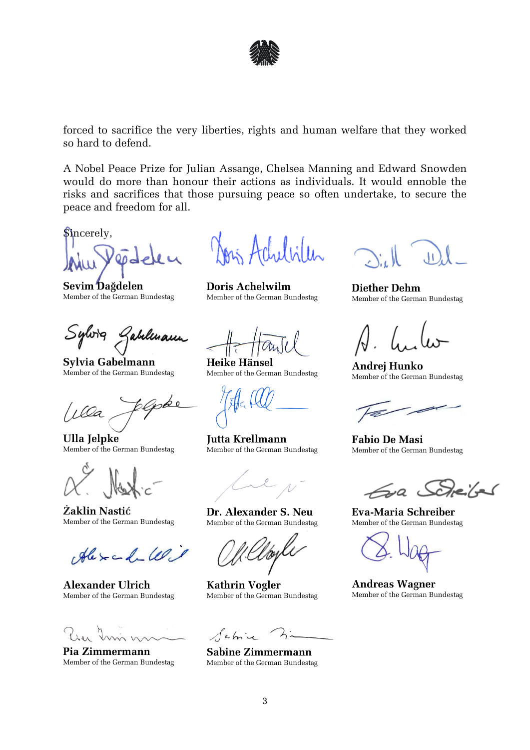forced to sacrifice the very liberties, rights and human welfare that they worked so hard to defend.

A Nobel Peace Prize for Julian Assange, Chelsea Manning and Edward Snowden would do more than honour their actions as individuals. It would ennoble the risks and sacrifices that those pursuing peace so often undertake, to secure the peace and freedom for all.

Sincerely,

**Sevim Dağdelen**
Member of the German Bundestag

**Doris Achelwilm**
Member of the German Bundestag

**Diether Dehm**
Member of the German Bundestag

**Sylvia Gabelmann**
Member of the German Bundestag

**Heike Hänsel**
Member of the German Bundestag

**Andrej Hunko**
Member of the German Bundestag

**Ulla Jelpke**
Member of the German Bundestag

**Jutta Krellmann**
Member of the German Bundestag

**Fabio De Masi**
Member of the German Bundestag

**Żaklin Nastić**
Member of the German Bundestag

**Dr. Alexander S. Neu**
Member of the German Bundestag

**Eva-Maria Schreiber**
Member of the German Bundestag

**Alexander Ulrich**
Member of the German Bundestag

**Kathrin Vogler**
Member of the German Bundestag

**Andreas Wagner**
Member of the German Bundestag

**Pia Zimmermann**
Member of the German Bundestag

**Sabine Zimmermann**
Member of the German Bundestag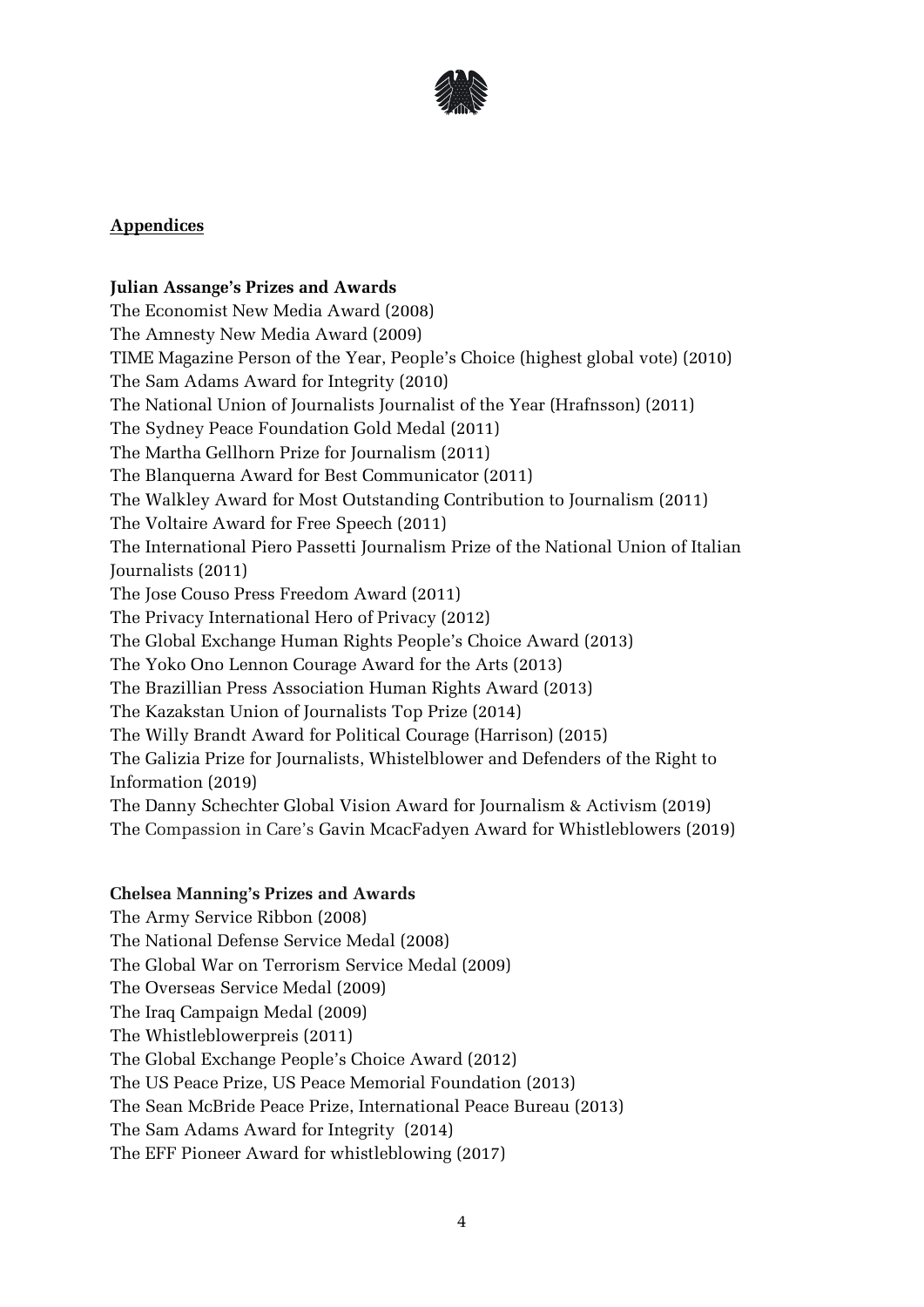## Appendices

### Julian Assange's Prizes and Awards

The Economist New Media Award (2008)
The Amnesty New Media Award (2009)
TIME Magazine Person of the Year, People's Choice (highest global vote) (2010)
The Sam Adams Award for Integrity (2010)
The National Union of Journalists Journalist of the Year (Hrafnsson) (2011)
The Sydney Peace Foundation Gold Medal (2011)
The Martha Gellhorn Prize for Journalism (2011)
The Blanquerna Award for Best Communicator (2011)
The Walkley Award for Most Outstanding Contribution to Journalism (2011)
The Voltaire Award for Free Speech (2011)
The International Piero Passetti Journalism Prize of the National Union of Italian Journalists (2011)
The Jose Couso Press Freedom Award (2011)
The Privacy International Hero of Privacy (2012)
The Global Exchange Human Rights People's Choice Award (2013)
The Yoko Ono Lennon Courage Award for the Arts (2013)
The Brazillian Press Association Human Rights Award (2013)
The Kazakstan Union of Journalists Top Prize (2014)
The Willy Brandt Award for Political Courage (Harrison) (2015)
The Galizia Prize for Journalists, Whistelblower and Defenders of the Right to Information (2019)
The Danny Schechter Global Vision Award for Journalism & Activism (2019)
The Compassion in Care's Gavin McacFadyen Award for Whistleblowers (2019)

### Chelsea Manning's Prizes and Awards

The Army Service Ribbon (2008)
The National Defense Service Medal (2008)
The Global War on Terrorism Service Medal (2009)
The Overseas Service Medal (2009)
The Iraq Campaign Medal (2009)
The Whistleblowerpreis (2011)
The Global Exchange People's Choice Award (2012)
The US Peace Prize, US Peace Memorial Foundation (2013)
The Sean McBride Peace Prize, International Peace Bureau (2013)
The Sam Adams Award for Integrity (2014)
The EFF Pioneer Award for whistleblowing (2017)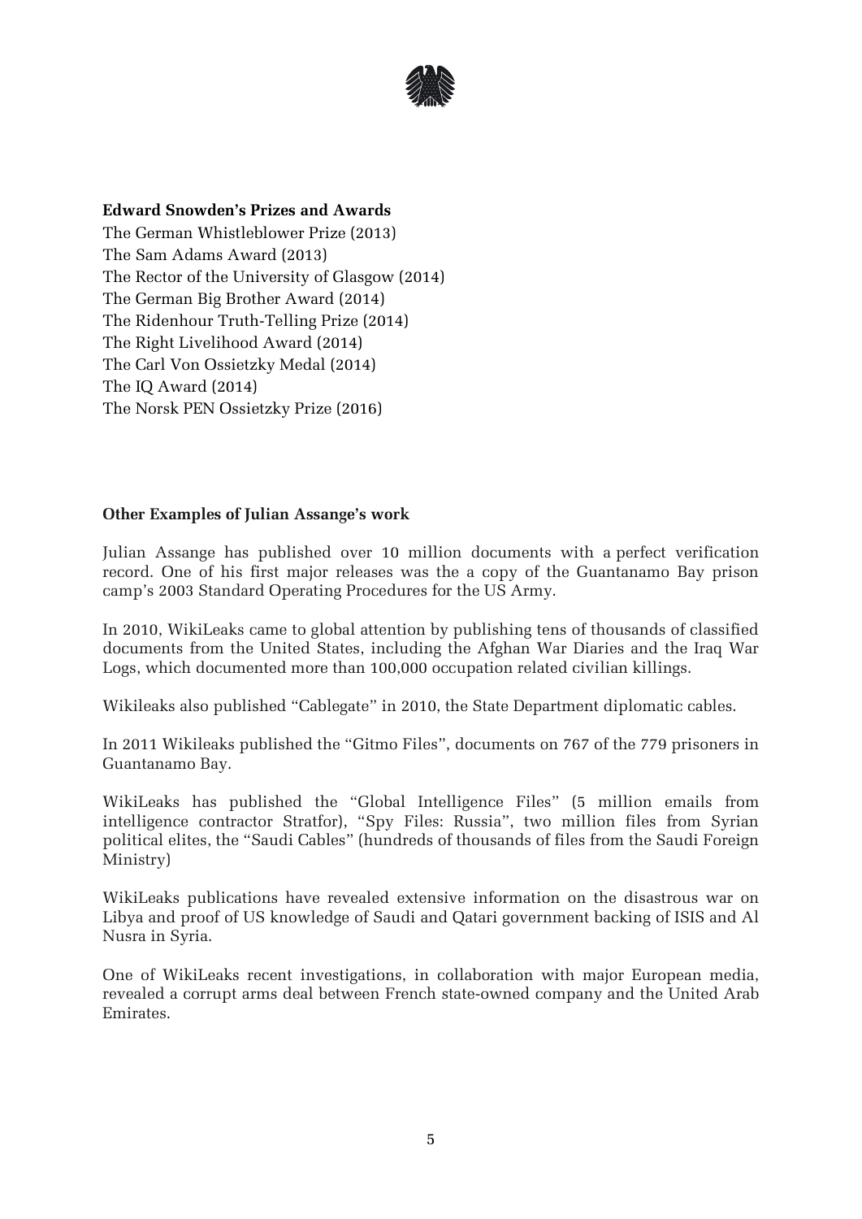**Edward Snowden's Prizes and Awards**

The German Whistleblower Prize (2013)
The Sam Adams Award (2013)
The Rector of the University of Glasgow (2014)
The German Big Brother Award (2014)
The Ridenhour Truth-Telling Prize (2014)
The Right Livelihood Award (2014)
The Carl Von Ossietzky Medal (2014)
The IQ Award (2014)
The Norsk PEN Ossietzky Prize (2016)

**Other Examples of Julian Assange's work**

Julian Assange has published over 10 million documents with a perfect verification record. One of his first major releases was the a copy of the Guantanamo Bay prison camp's 2003 Standard Operating Procedures for the US Army.

In 2010, WikiLeaks came to global attention by publishing tens of thousands of classified documents from the United States, including the Afghan War Diaries and the Iraq War Logs, which documented more than 100,000 occupation related civilian killings.

Wikileaks also published "Cablegate" in 2010, the State Department diplomatic cables.

In 2011 Wikileaks published the "Gitmo Files", documents on 767 of the 779 prisoners in Guantanamo Bay.

WikiLeaks has published the "Global Intelligence Files" (5 million emails from intelligence contractor Stratfor), "Spy Files: Russia", two million files from Syrian political elites, the "Saudi Cables" (hundreds of thousands of files from the Saudi Foreign Ministry)

WikiLeaks publications have revealed extensive information on the disastrous war on Libya and proof of US knowledge of Saudi and Qatari government backing of ISIS and Al Nusra in Syria.

One of WikiLeaks recent investigations, in collaboration with major European media, revealed a corrupt arms deal between French state-owned company and the United Arab Emirates.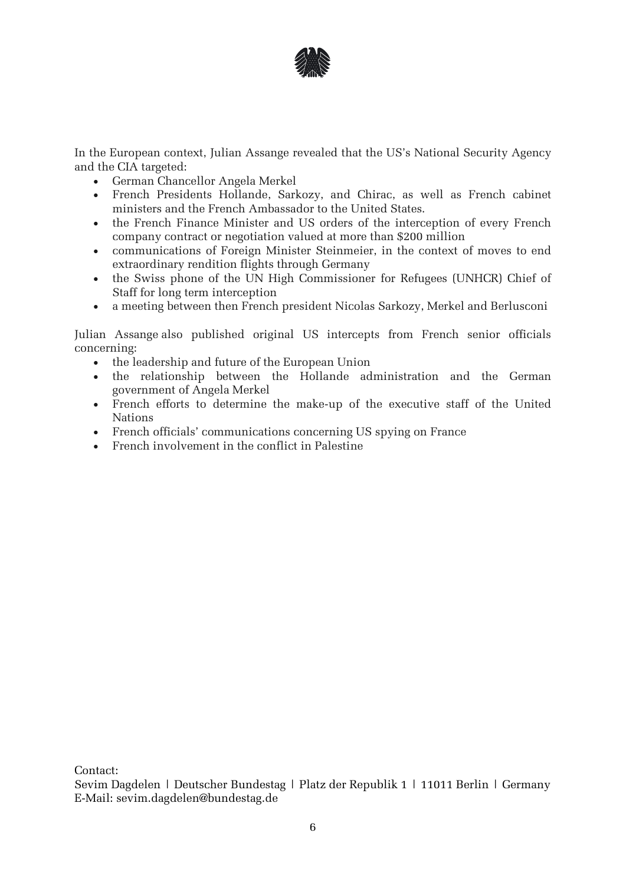In the European context, Julian Assange revealed that the US's National Security Agency and the CIA targeted:

- German Chancellor Angela Merkel
- French Presidents Hollande, Sarkozy, and Chirac, as well as French cabinet ministers and the French Ambassador to the United States.
- the French Finance Minister and US orders of the interception of every French company contract or negotiation valued at more than $200 million
- communications of Foreign Minister Steinmeier, in the context of moves to end extraordinary rendition flights through Germany
- the Swiss phone of the UN High Commissioner for Refugees (UNHCR) Chief of Staff for long term interception
- a meeting between then French president Nicolas Sarkozy, Merkel and Berlusconi

Julian Assange also published original US intercepts from French senior officials concerning:

- the leadership and future of the European Union
- the relationship between the Hollande administration and the German government of Angela Merkel
- French efforts to determine the make-up of the executive staff of the United Nations
- French officials' communications concerning US spying on France
- French involvement in the conflict in Palestine

Contact:
Sevim Dagdelen | Deutscher Bundestag | Platz der Republik 1 | 11011 Berlin | Germany
E-Mail: sevim.dagdelen@bundestag.de